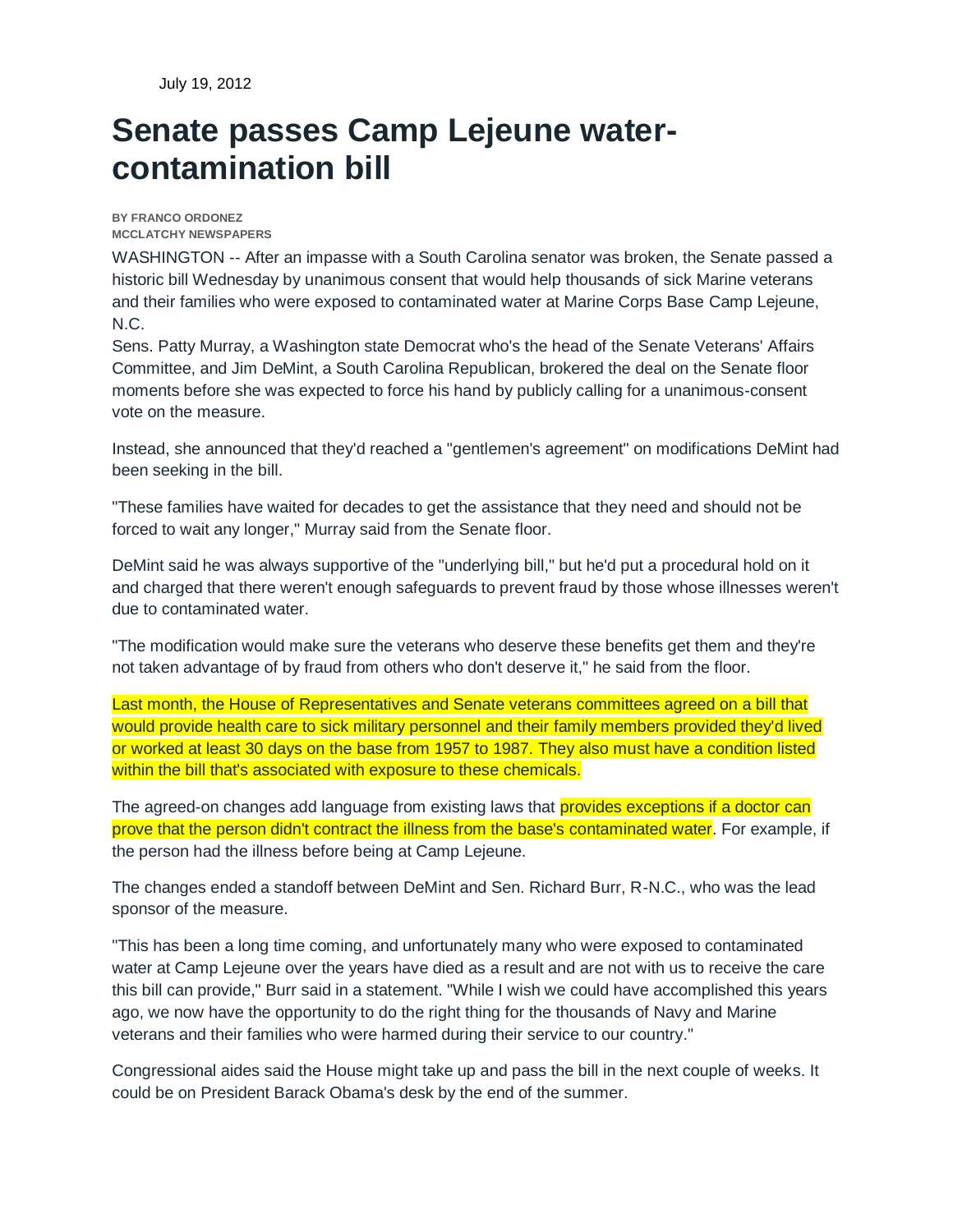July 19, 2012

# Senate passes Camp Lejeune water-contamination bill

**BY FRANCO ORDONEZ**
**MCCLATCHY NEWSPAPERS**

WASHINGTON -- After an impasse with a South Carolina senator was broken, the Senate passed a historic bill Wednesday by unanimous consent that would help thousands of sick Marine veterans and their families who were exposed to contaminated water at Marine Corps Base Camp Lejeune, N.C.

Sens. Patty Murray, a Washington state Democrat who's the head of the Senate Veterans' Affairs Committee, and Jim DeMint, a South Carolina Republican, brokered the deal on the Senate floor moments before she was expected to force his hand by publicly calling for a unanimous-consent vote on the measure.

Instead, she announced that they'd reached a "gentlemen's agreement" on modifications DeMint had been seeking in the bill.

"These families have waited for decades to get the assistance that they need and should not be forced to wait any longer," Murray said from the Senate floor.

DeMint said he was always supportive of the "underlying bill," but he'd put a procedural hold on it and charged that there weren't enough safeguards to prevent fraud by those whose illnesses weren't due to contaminated water.

"The modification would make sure the veterans who deserve these benefits get them and they're not taken advantage of by fraud from others who don't deserve it," he said from the floor.

Last month, the House of Representatives and Senate veterans committees agreed on a bill that would provide health care to sick military personnel and their family members provided they'd lived or worked at least 30 days on the base from 1957 to 1987. They also must have a condition listed within the bill that's associated with exposure to these chemicals.

The agreed-on changes add language from existing laws that provides exceptions if a doctor can prove that the person didn't contract the illness from the base's contaminated water. For example, if the person had the illness before being at Camp Lejeune.

The changes ended a standoff between DeMint and Sen. Richard Burr, R-N.C., who was the lead sponsor of the measure.

"This has been a long time coming, and unfortunately many who were exposed to contaminated water at Camp Lejeune over the years have died as a result and are not with us to receive the care this bill can provide," Burr said in a statement. "While I wish we could have accomplished this years ago, we now have the opportunity to do the right thing for the thousands of Navy and Marine veterans and their families who were harmed during their service to our country."

Congressional aides said the House might take up and pass the bill in the next couple of weeks. It could be on President Barack Obama's desk by the end of the summer.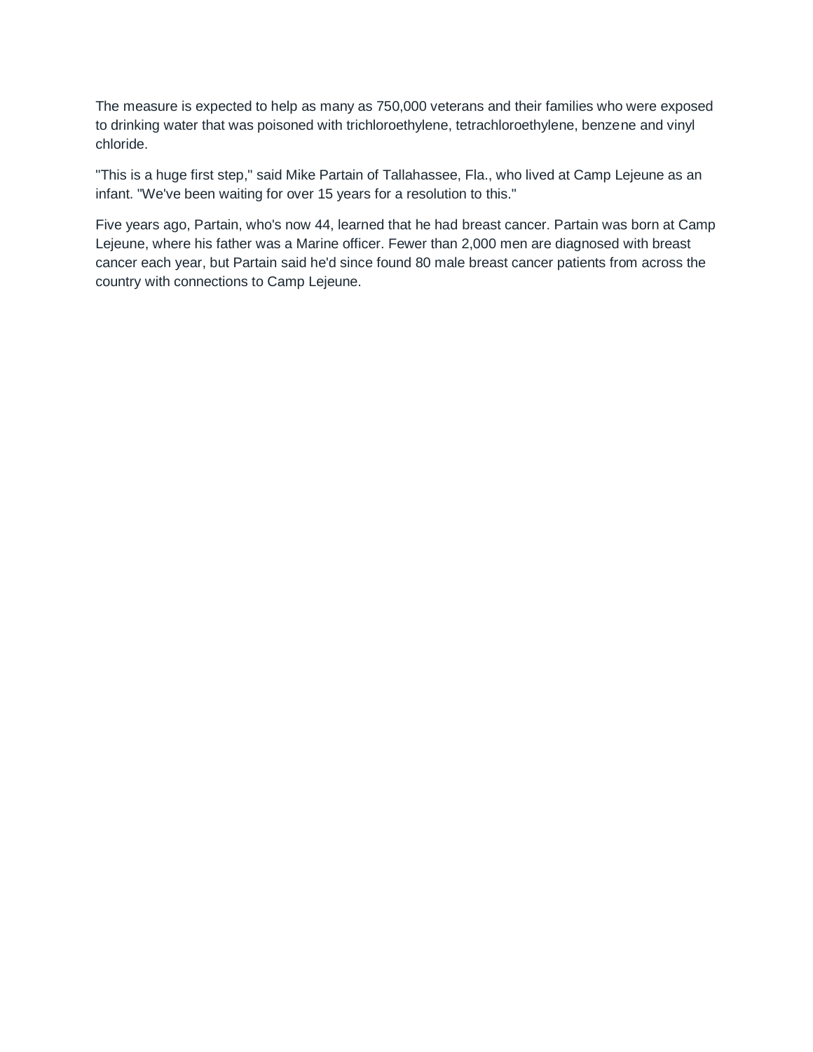The measure is expected to help as many as 750,000 veterans and their families who were exposed to drinking water that was poisoned with trichloroethylene, tetrachloroethylene, benzene and vinyl chloride.

"This is a huge first step," said Mike Partain of Tallahassee, Fla., who lived at Camp Lejeune as an infant. "We've been waiting for over 15 years for a resolution to this."

Five years ago, Partain, who's now 44, learned that he had breast cancer. Partain was born at Camp Lejeune, where his father was a Marine officer. Fewer than 2,000 men are diagnosed with breast cancer each year, but Partain said he'd since found 80 male breast cancer patients from across the country with connections to Camp Lejeune.